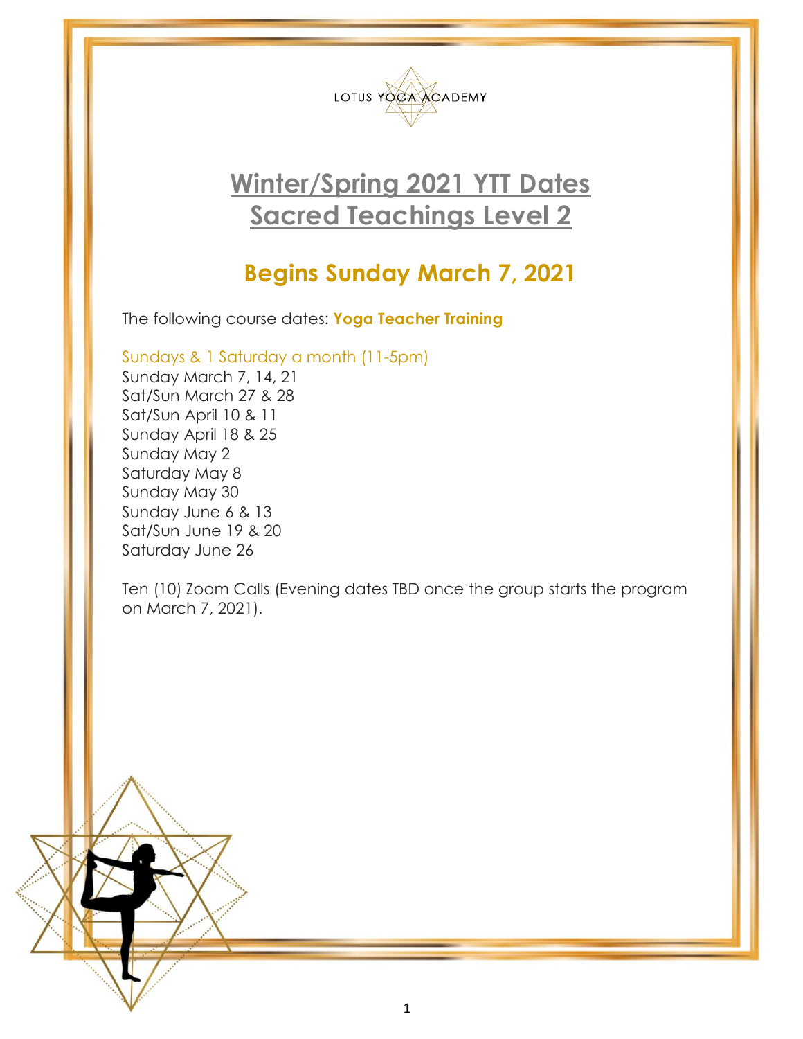LOTUS YOGA ACADEMY

# Winter/Spring 2021 YTT Dates
# Sacred Teachings Level 2

## Begins Sunday March 7, 2021

The following course dates: **Yoga Teacher Training**

Sundays & 1 Saturday a month (11-5pm)

Sunday March 7, 14, 21
Sat/Sun March 27 & 28
Sat/Sun April 10 & 11
Sunday April 18 & 25
Sunday May 2
Saturday May 8
Sunday May 30
Sunday June 6 & 13
Sat/Sun June 19 & 20
Saturday June 26

Ten (10) Zoom Calls (Evening dates TBD once the group starts the program on March 7, 2021).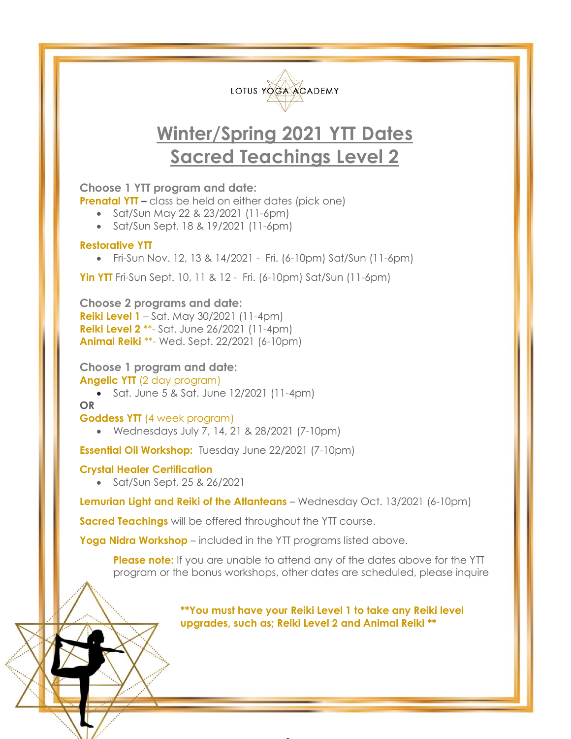LOTUS YOGA ACADEMY

# Winter/Spring 2021 YTT Dates
# Sacred Teachings Level 2

**Choose 1 YTT program and date:**

**Prenatal YTT –** class be held on either dates (pick one)

- Sat/Sun May 22 & 23/2021 (11-6pm)
- Sat/Sun Sept. 18 & 19/2021 (11-6pm)

**Restorative YTT**

- Fri-Sun Nov. 12, 13 & 14/2021 - Fri. (6-10pm) Sat/Sun (11-6pm)

**Yin YTT** Fri-Sun Sept. 10, 11 & 12 - Fri. (6-10pm) Sat/Sun (11-6pm)

**Choose 2 programs and date:**

**Reiki Level 1** – Sat. May 30/2021 (11-4pm)
**Reiki Level 2** **- Sat. June 26/2021 (11-4pm)
**Animal Reiki** **- Wed. Sept. 22/2021 (6-10pm)

**Choose 1 program and date:**

**Angelic YTT** (2 day program)

- Sat. June 5 & Sat. June 12/2021 (11-4pm)

**OR**

**Goddess YTT** (4 week program)

- Wednesdays July 7, 14, 21 & 28/2021 (7-10pm)

**Essential Oil Workshop:** Tuesday June 22/2021 (7-10pm)

**Crystal Healer Certification**

- Sat/Sun Sept. 25 & 26/2021

**Lemurian Light and Reiki of the Atlanteans** – Wednesday Oct. 13/2021 (6-10pm)

**Sacred Teachings** will be offered throughout the YTT course.

**Yoga Nidra Workshop** – included in the YTT programs listed above.

> **Please note:** If you are unable to attend any of the dates above for the YTT program or the bonus workshops, other dates are scheduled, please inquire

****You must have your Reiki Level 1 to take any Reiki level upgrades, such as; Reiki Level 2 and Animal Reiki ****